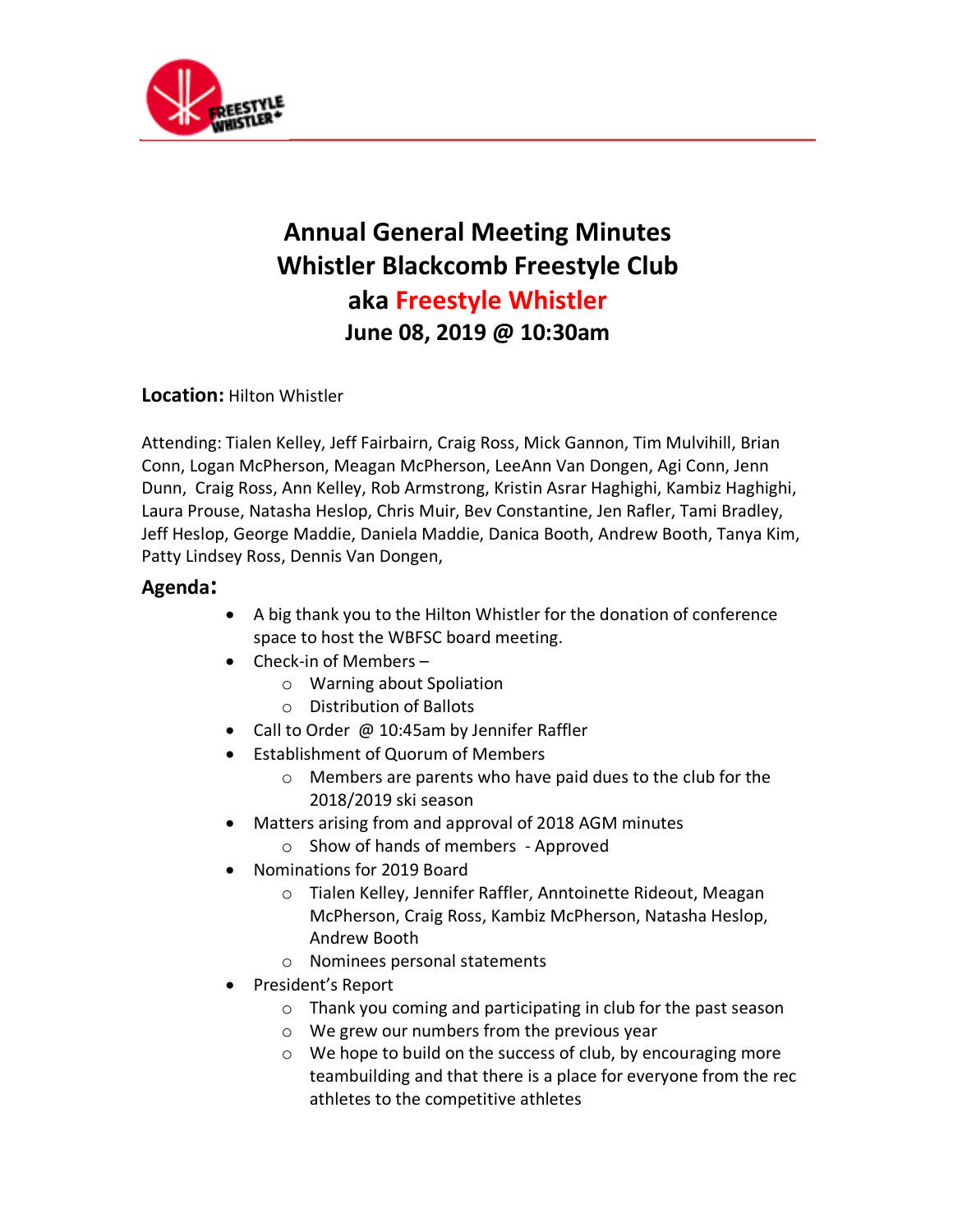# Annual General Meeting Minutes
# Whistler Blackcomb Freestyle Club
# aka Freestyle Whistler
## June 08, 2019 @ 10:30am

**Location:** Hilton Whistler

Attending: Tialen Kelley, Jeff Fairbairn, Craig Ross, Mick Gannon, Tim Mulvihill, Brian Conn, Logan McPherson, Meagan McPherson, LeeAnn Van Dongen, Agi Conn, Jenn Dunn, Craig Ross, Ann Kelley, Rob Armstrong, Kristin Asrar Haghighi, Kambiz Haghighi, Laura Prouse, Natasha Heslop, Chris Muir, Bev Constantine, Jen Rafler, Tami Bradley, Jeff Heslop, George Maddie, Daniela Maddie, Danica Booth, Andrew Booth, Tanya Kim, Patty Lindsey Ross, Dennis Van Dongen,

## Agenda:

- A big thank you to the Hilton Whistler for the donation of conference space to host the WBFSC board meeting.
- Check-in of Members –
  - Warning about Spoliation
  - Distribution of Ballots
- Call to Order @ 10:45am by Jennifer Raffler
- Establishment of Quorum of Members
  - Members are parents who have paid dues to the club for the 2018/2019 ski season
- Matters arising from and approval of 2018 AGM minutes
  - Show of hands of members - Approved
- Nominations for 2019 Board
  - Tialen Kelley, Jennifer Raffler, Anntoinette Rideout, Meagan McPherson, Craig Ross, Kambiz McPherson, Natasha Heslop, Andrew Booth
  - Nominees personal statements
- President's Report
  - Thank you coming and participating in club for the past season
  - We grew our numbers from the previous year
  - We hope to build on the success of club, by encouraging more teambuilding and that there is a place for everyone from the rec athletes to the competitive athletes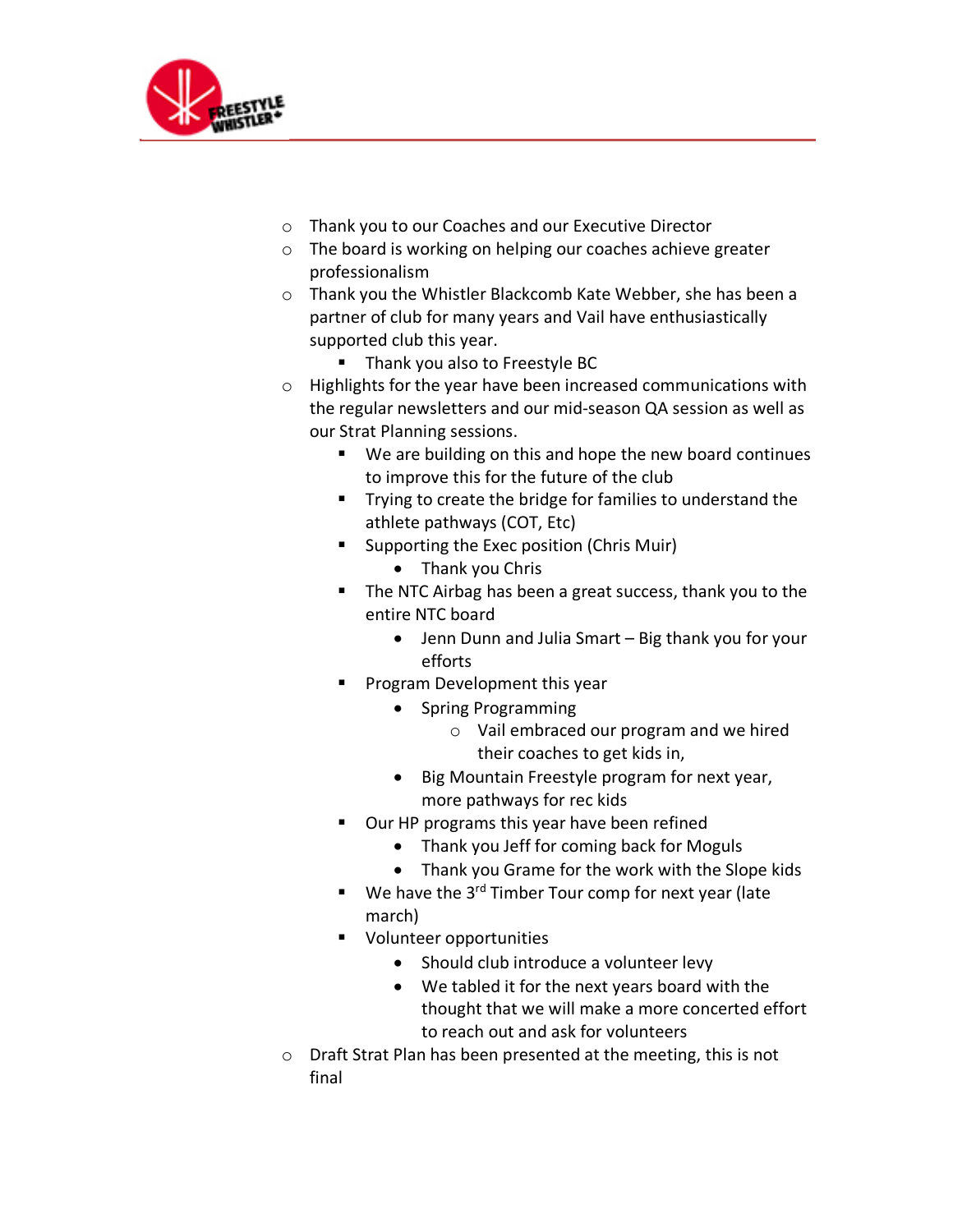- Thank you to our Coaches and our Executive Director
- The board is working on helping our coaches achieve greater professionalism
- Thank you the Whistler Blackcomb Kate Webber, she has been a partner of club for many years and Vail have enthusiastically supported club this year.
    - Thank you also to Freestyle BC
- Highlights for the year have been increased communications with the regular newsletters and our mid-season QA session as well as our Strat Planning sessions.
    - We are building on this and hope the new board continues to improve this for the future of the club
    - Trying to create the bridge for families to understand the athlete pathways (COT, Etc)
    - Supporting the Exec position (Chris Muir)
        - Thank you Chris
    - The NTC Airbag has been a great success, thank you to the entire NTC board
        - Jenn Dunn and Julia Smart – Big thank you for your efforts
    - Program Development this year
        - Spring Programming
            - Vail embraced our program and we hired their coaches to get kids in,
        - Big Mountain Freestyle program for next year, more pathways for rec kids
    - Our HP programs this year have been refined
        - Thank you Jeff for coming back for Moguls
        - Thank you Grame for the work with the Slope kids
    - We have the 3rd Timber Tour comp for next year (late march)
    - Volunteer opportunities
        - Should club introduce a volunteer levy
        - We tabled it for the next years board with the thought that we will make a more concerted effort to reach out and ask for volunteers
- Draft Strat Plan has been presented at the meeting, this is not final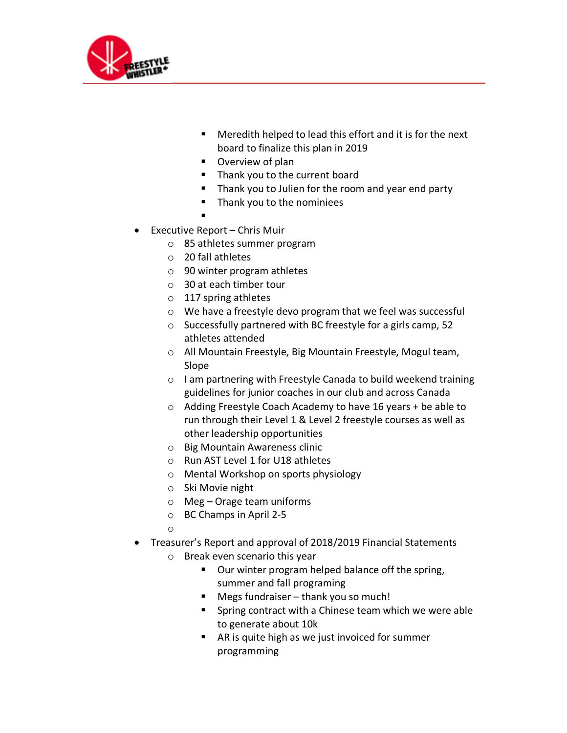- Meredith helped to lead this effort and it is for the next board to finalize this plan in 2019
        - Overview of plan
        - Thank you to the current board
        - Thank you to Julien for the room and year end party
        - Thank you to the nominiees

- Executive Report – Chris Muir
    - 85 athletes summer program
    - 20 fall athletes
    - 90 winter program athletes
    - 30 at each timber tour
    - 117 spring athletes
    - We have a freestyle devo program that we feel was successful
    - Successfully partnered with BC freestyle for a girls camp, 52 athletes attended
    - All Mountain Freestyle, Big Mountain Freestyle, Mogul team, Slope
    - I am partnering with Freestyle Canada to build weekend training guidelines for junior coaches in our club and across Canada
    - Adding Freestyle Coach Academy to have 16 years + be able to run through their Level 1 & Level 2 freestyle courses as well as other leadership opportunities
    - Big Mountain Awareness clinic
    - Run AST Level 1 for U18 athletes
    - Mental Workshop on sports physiology
    - Ski Movie night
    - Meg – Orage team uniforms
    - BC Champs in April 2-5
- Treasurer's Report and approval of 2018/2019 Financial Statements
    - Break even scenario this year
        - Our winter program helped balance off the spring, summer and fall programing
        - Megs fundraiser – thank you so much!
        - Spring contract with a Chinese team which we were able to generate about 10k
        - AR is quite high as we just invoiced for summer programming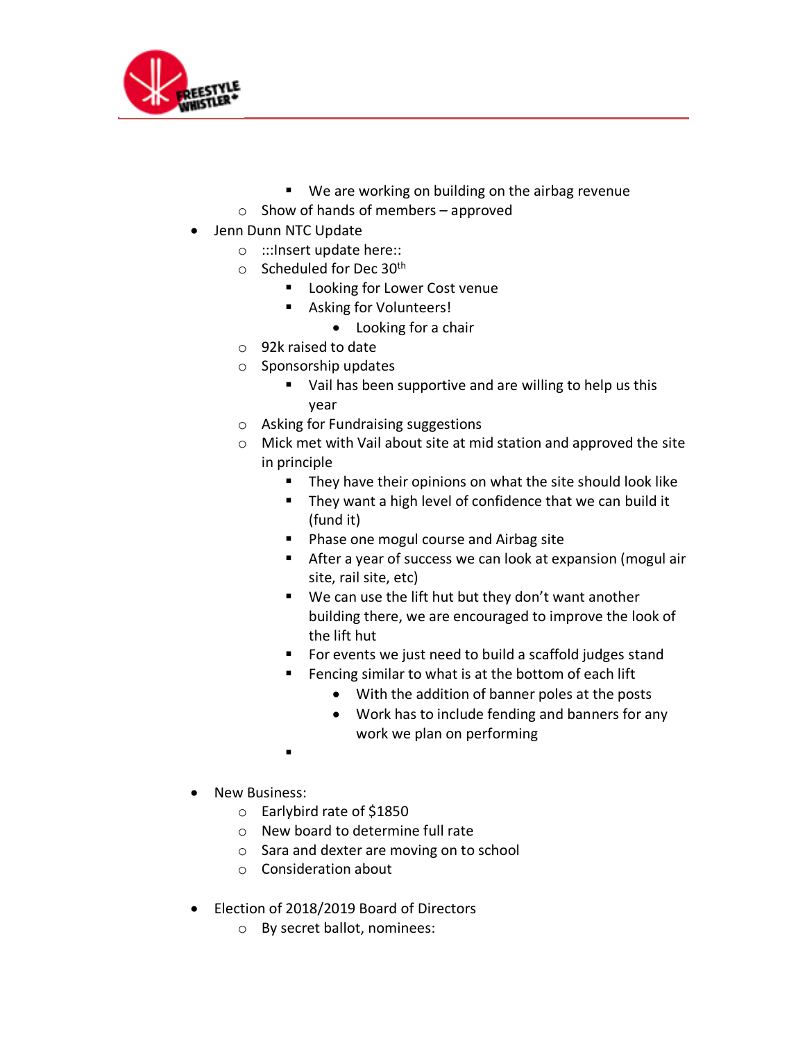- We are working on building on the airbag revenue
  - Show of hands of members – approved
- Jenn Dunn NTC Update
  - :::Insert update here::
  - Scheduled for Dec 30th
    - Looking for Lower Cost venue
    - Asking for Volunteers!
      - Looking for a chair
  - 92k raised to date
  - Sponsorship updates
    - Vail has been supportive and are willing to help us this year
  - Asking for Fundraising suggestions
  - Mick met with Vail about site at mid station and approved the site in principle
    - They have their opinions on what the site should look like
    - They want a high level of confidence that we can build it (fund it)
    - Phase one mogul course and Airbag site
    - After a year of success we can look at expansion (mogul air site, rail site, etc)
    - We can use the lift hut but they don't want another building there, we are encouraged to improve the look of the lift hut
    - For events we just need to build a scaffold judges stand
    - Fencing similar to what is at the bottom of each lift
      - With the addition of banner poles at the posts
      - Work has to include fending and banners for any work we plan on performing
    - 

- New Business:
  - Earlybird rate of $1850
  - New board to determine full rate
  - Sara and dexter are moving on to school
  - Consideration about

- Election of 2018/2019 Board of Directors
  - By secret ballot, nominees: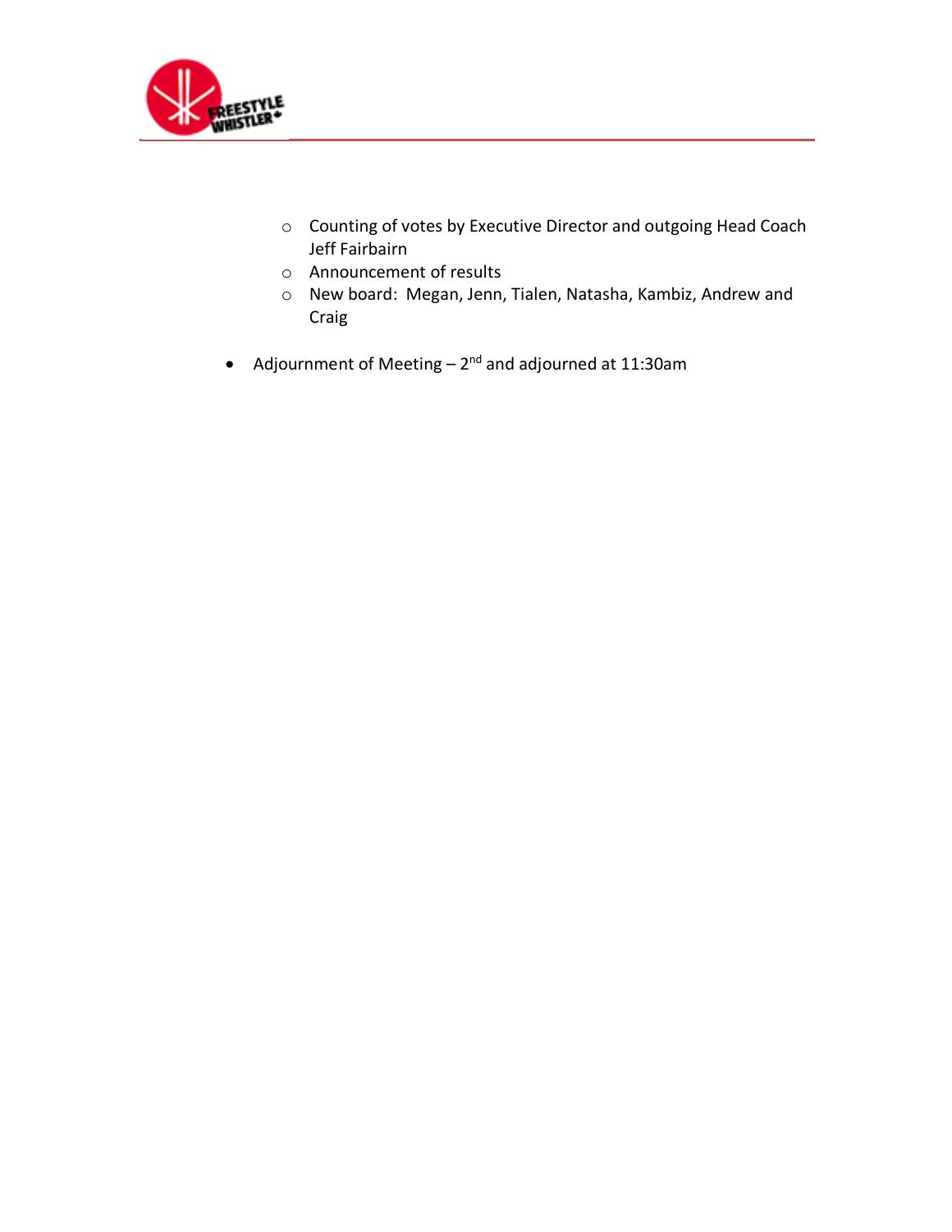- Counting of votes by Executive Director and outgoing Head Coach Jeff Fairbairn
  - Announcement of results
  - New board: Megan, Jenn, Tialen, Natasha, Kambiz, Andrew and Craig

- Adjournment of Meeting – 2nd and adjourned at 11:30am